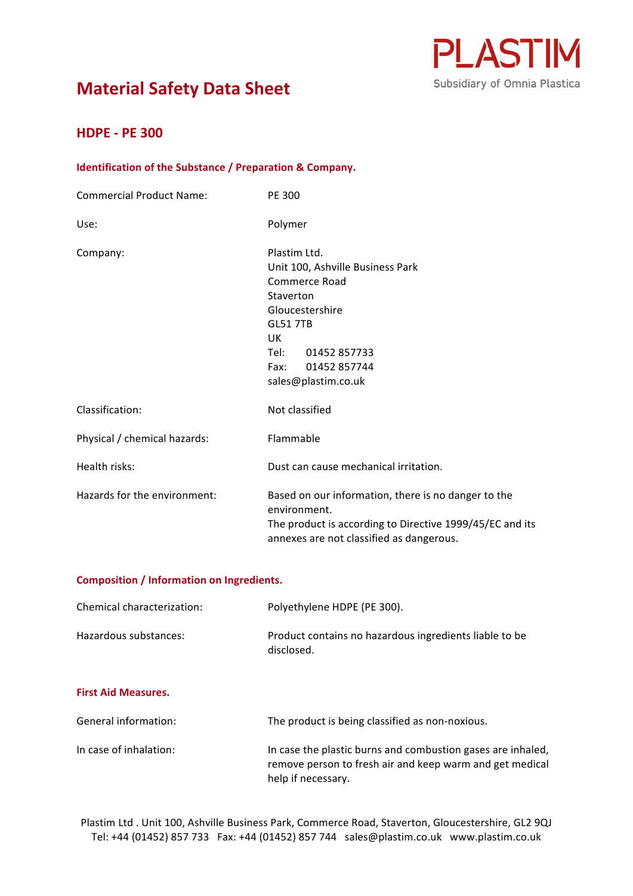PLASTIM
Subsidiary of Omnia Plastica

# Material Safety Data Sheet

## HDPE - PE 300

### Identification of the Substance / Preparation & Company.

| | |
|---|---|
| Commercial Product Name: | PE 300 |
| Use: | Polymer |
| Company: | Plastim Ltd.<br>Unit 100, Ashville Business Park<br>Commerce Road<br>Staverton<br>Gloucestershire<br>GL51 7TB<br>UK<br>Tel: 01452 857733<br>Fax: 01452 857744<br>sales@plastim.co.uk |
| Classification: | Not classified |
| Physical / chemical hazards: | Flammable |
| Health risks: | Dust can cause mechanical irritation. |
| Hazards for the environment: | Based on our information, there is no danger to the environment.<br>The product is according to Directive 1999/45/EC and its annexes are not classified as dangerous. |

### Composition / Information on Ingredients.

| | |
|---|---|
| Chemical characterization: | Polyethylene HDPE (PE 300). |
| Hazardous substances: | Product contains no hazardous ingredients liable to be disclosed. |

### First Aid Measures.

| | |
|---|---|
| General information: | The product is being classified as non-noxious. |
| In case of inhalation: | In case the plastic burns and combustion gases are inhaled, remove person to fresh air and keep warm and get medical help if necessary. |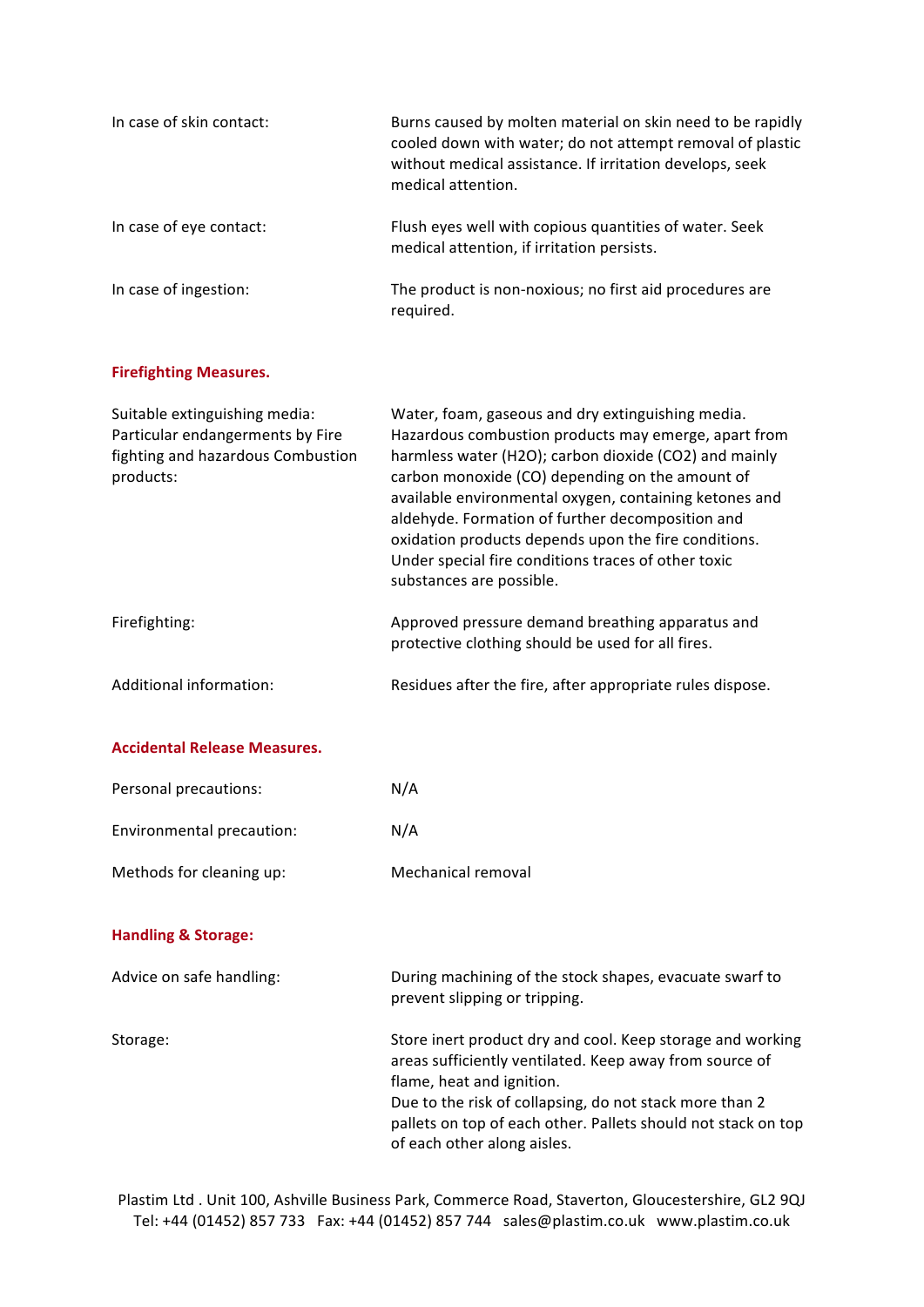| | |
|---|---|
| In case of skin contact: | Burns caused by molten material on skin need to be rapidly cooled down with water; do not attempt removal of plastic without medical assistance. If irritation develops, seek medical attention. |
| In case of eye contact: | Flush eyes well with copious quantities of water. Seek medical attention, if irritation persists. |
| In case of ingestion: | The product is non-noxious; no first aid procedures are required. |

## Firefighting Measures.

| | |
|---|---|
| Suitable extinguishing media: Particular endangerments by Fire fighting and hazardous Combustion products: | Water, foam, gaseous and dry extinguishing media. Hazardous combustion products may emerge, apart from harmless water ($H_2O$); carbon dioxide ($CO_2$) and mainly carbon monoxide (CO) depending on the amount of available environmental oxygen, containing ketones and aldehyde. Formation of further decomposition and oxidation products depends upon the fire conditions. Under special fire conditions traces of other toxic substances are possible. |
| Firefighting: | Approved pressure demand breathing apparatus and protective clothing should be used for all fires. |
| Additional information: | Residues after the fire, after appropriate rules dispose. |

## Accidental Release Measures.

| | |
|---|---|
| Personal precautions: | N/A |
| Environmental precaution: | N/A |
| Methods for cleaning up: | Mechanical removal |

## Handling & Storage:

| | |
|---|---|
| Advice on safe handling: | During machining of the stock shapes, evacuate swarf to prevent slipping or tripping. |
| Storage: | Store inert product dry and cool. Keep storage and working areas sufficiently ventilated. Keep away from source of flame, heat and ignition.<br>Due to the risk of collapsing, do not stack more than 2 pallets on top of each other. Pallets should not stack on top of each other along aisles. |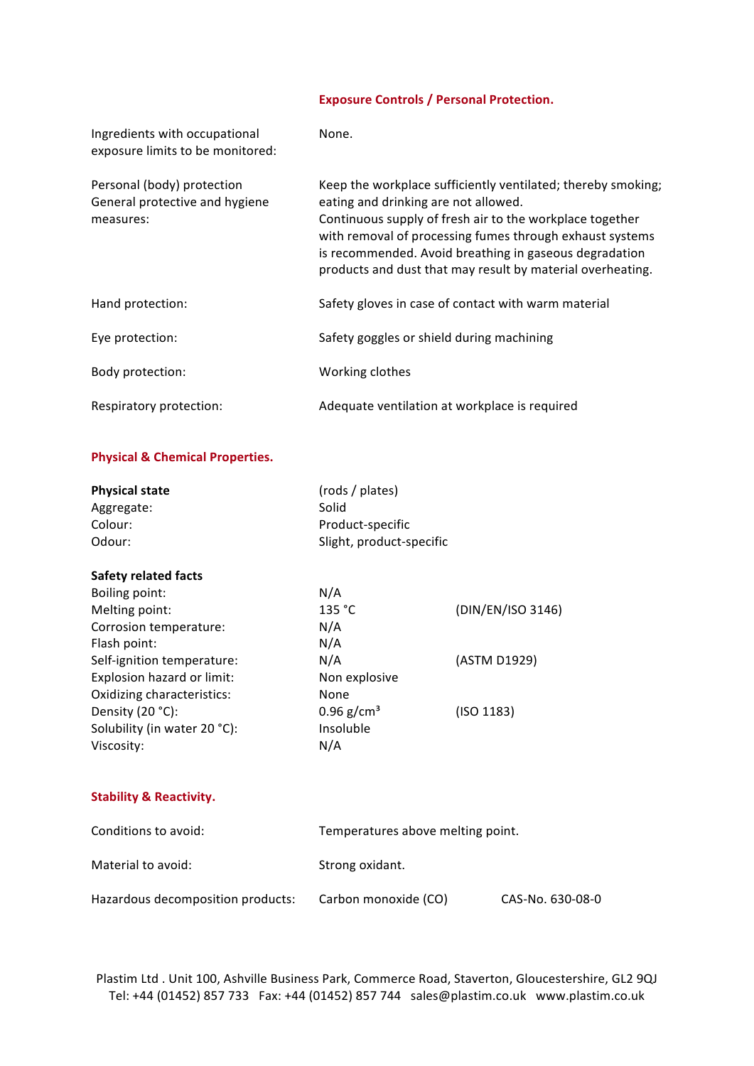## Exposure Controls / Personal Protection.

| | |
|---|---|
| Ingredients with occupational exposure limits to be monitored: | None. |
| Personal (body) protection General protective and hygiene measures: | Keep the workplace sufficiently ventilated; thereby smoking; eating and drinking are not allowed. Continuous supply of fresh air to the workplace together with removal of processing fumes through exhaust systems is recommended. Avoid breathing in gaseous degradation products and dust that may result by material overheating. |
| Hand protection: | Safety gloves in case of contact with warm material |
| Eye protection: | Safety goggles or shield during machining |
| Body protection: | Working clothes |
| Respiratory protection: | Adequate ventilation at workplace is required |

## Physical & Chemical Properties.

| | | |
|---|---|---|
| **Physical state** | (rods / plates) | |
| Aggregate: | Solid | |
| Colour: | Product-specific | |
| Odour: | Slight, product-specific | |
| **Safety related facts** | | |
| Boiling point: | N/A | |
| Melting point: | 135 °C | (DIN/EN/ISO 3146) |
| Corrosion temperature: | N/A | |
| Flash point: | N/A | |
| Self-ignition temperature: | N/A | (ASTM D1929) |
| Explosion hazard or limit: | Non explosive | |
| Oxidizing characteristics: | None | |
| Density (20 °C): | 0.96 g/cm³ | (ISO 1183) |
| Solubility (in water 20 °C): | Insoluble | |
| Viscosity: | N/A | |

## Stability & Reactivity.

| | | |
|---|---|---|
| Conditions to avoid: | Temperatures above melting point. | |
| Material to avoid: | Strong oxidant. | |
| Hazardous decomposition products: | Carbon monoxide (CO) | CAS-No. 630-08-0 |

Plastim Ltd . Unit 100, Ashville Business Park, Commerce Road, Staverton, Gloucestershire, GL2 9QJ
Tel: +44 (01452) 857 733 Fax: +44 (01452) 857 744 sales@plastim.co.uk www.plastim.co.uk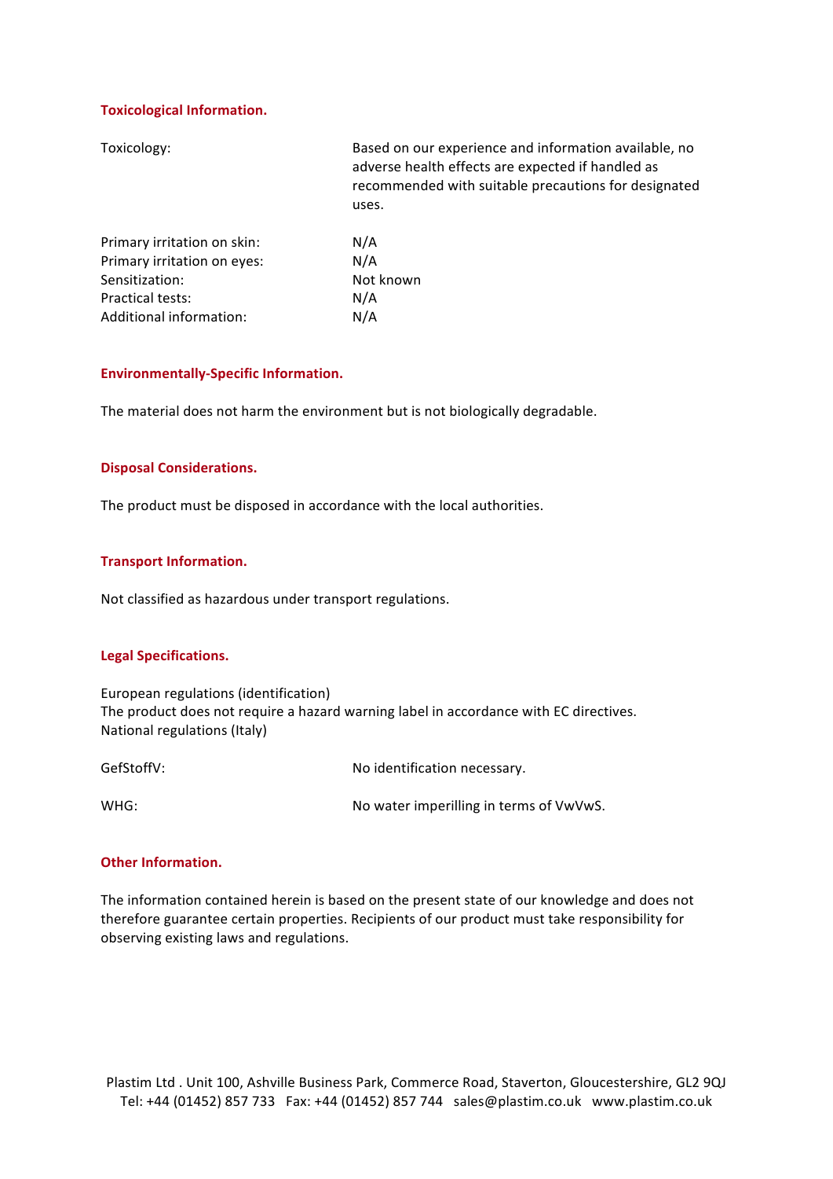## Toxicological Information.

| | |
|---|---|
| Toxicology: | Based on our experience and information available, no adverse health effects are expected if handled as recommended with suitable precautions for designated uses. |
| Primary irritation on skin: | N/A |
| Primary irritation on eyes: | N/A |
| Sensitization: | Not known |
| Practical tests: | N/A |
| Additional information: | N/A |

## Environmentally-Specific Information.

The material does not harm the environment but is not biologically degradable.

## Disposal Considerations.

The product must be disposed in accordance with the local authorities.

## Transport Information.

Not classified as hazardous under transport regulations.

## Legal Specifications.

European regulations (identification)
The product does not require a hazard warning label in accordance with EC directives.
National regulations (Italy)

| | |
|---|---|
| GefStoffV: | No identification necessary. |
| WHG: | No water imperilling in terms of VwVwS. |

## Other Information.

The information contained herein is based on the present state of our knowledge and does not therefore guarantee certain properties. Recipients of our product must take responsibility for observing existing laws and regulations.

Plastim Ltd . Unit 100, Ashville Business Park, Commerce Road, Staverton, Gloucestershire, GL2 9QJ
Tel: +44 (01452) 857 733 Fax: +44 (01452) 857 744 sales@plastim.co.uk www.plastim.co.uk